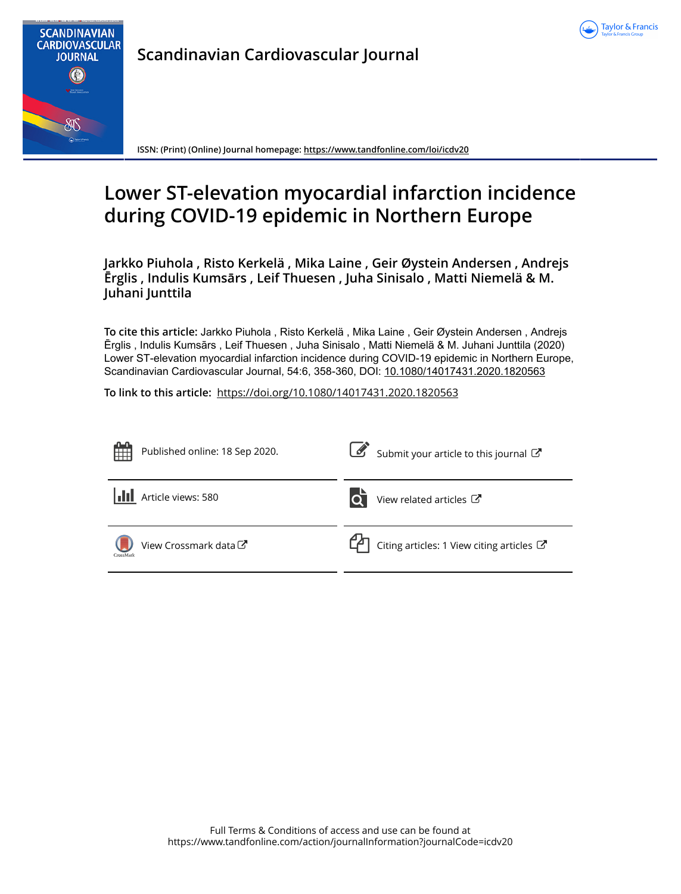Scandinavian Cardiovascular Journal

ISSN: (Print) (Online) Journal homepage: https://www.tandfonline.com/loi/icdv20

# Lower ST-elevation myocardial infarction incidence during COVID-19 epidemic in Northern Europe

**Jarkko Piuhola , Risto Kerkelä , Mika Laine , Geir Øystein Andersen , Andrejs Ērglis , Indulis Kumsārs , Leif Thuesen , Juha Sinisalo , Matti Niemelä & M. Juhani Junttila**

**To cite this article:** Jarkko Piuhola , Risto Kerkelä , Mika Laine , Geir Øystein Andersen , Andrejs Ērglis , Indulis Kumsārs , Leif Thuesen , Juha Sinisalo , Matti Niemelä & M. Juhani Junttila (2020) Lower ST-elevation myocardial infarction incidence during COVID-19 epidemic in Northern Europe, Scandinavian Cardiovascular Journal, 54:6, 358-360, DOI: 10.1080/14017431.2020.1820563

**To link to this article:** https://doi.org/10.1080/14017431.2020.1820563

Published online: 18 Sep 2020.

Submit your article to this journal

Article views: 580

View related articles

View Crossmark data

Citing articles: 1 View citing articles

Full Terms & Conditions of access and use can be found at
https://www.tandfonline.com/action/journalInformation?journalCode=icdv20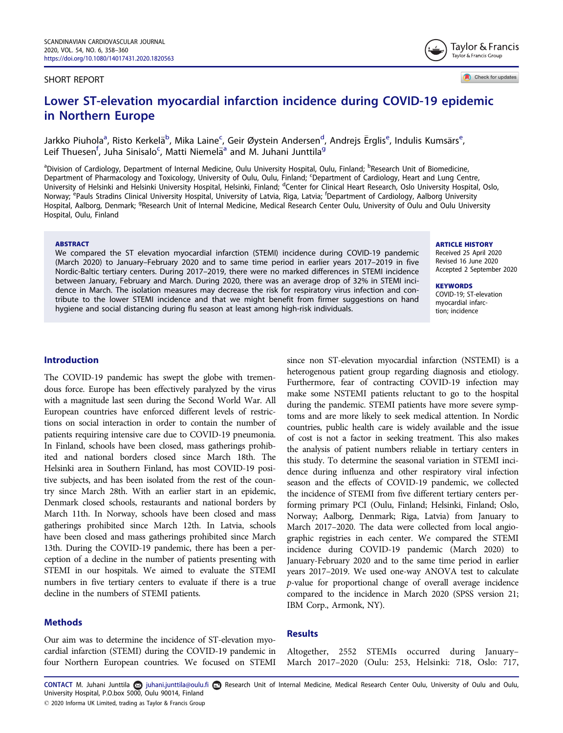SHORT REPORT

# Lower ST-elevation myocardial infarction incidence during COVID-19 epidemic in Northern Europe

Jarkko Piuhola[a], Risto Kerkelä[b], Mika Laine[c], Geir Øystein Andersen[d], Andrejs Ērglis[e], Indulis Kumsārs[e], Leif Thuesen[f], Juha Sinisalo[c], Matti Niemelä[a] and M. Juhani Junttila[g]

[a]Division of Cardiology, Department of Internal Medicine, Oulu University Hospital, Oulu, Finland; [b]Research Unit of Biomedicine, Department of Pharmacology and Toxicology, University of Oulu, Oulu, Finland; [c]Department of Cardiology, Heart and Lung Centre, University of Helsinki and Helsinki University Hospital, Helsinki, Finland; [d]Center for Clinical Heart Research, Oslo University Hospital, Oslo, Norway; [e]Pauls Stradins Clinical University Hospital, University of Latvia, Riga, Latvia; [f]Department of Cardiology, Aalborg University Hospital, Aalborg, Denmark; [g]Research Unit of Internal Medicine, Medical Research Center Oulu, University of Oulu and Oulu University Hospital, Oulu, Finland

**ABSTRACT**

We compared the ST elevation myocardial infarction (STEMI) incidence during COVID-19 pandemic (March 2020) to January–February 2020 and to same time period in earlier years 2017–2019 in five Nordic-Baltic tertiary centers. During 2017–2019, there were no marked differences in STEMI incidence between January, February and March. During 2020, there was an average drop of 32% in STEMI incidence in March. The isolation measures may decrease the risk for respiratory virus infection and contribute to the lower STEMI incidence and that we might benefit from firmer suggestions on hand hygiene and social distancing during flu season at least among high-risk individuals.

**ARTICLE HISTORY**

Received 25 April 2020
Revised 16 June 2020
Accepted 2 September 2020

**KEYWORDS**

COVID-19; ST-elevation myocardial infarction; incidence

## Introduction

The COVID-19 pandemic has swept the globe with tremendous force. Europe has been effectively paralyzed by the virus with a magnitude last seen during the Second World War. All European countries have enforced different levels of restrictions on social interaction in order to contain the number of patients requiring intensive care due to COVID-19 pneumonia. In Finland, schools have been closed, mass gatherings prohibited and national borders closed since March 18th. The Helsinki area in Southern Finland, has most COVID-19 positive subjects, and has been isolated from the rest of the country since March 28th. With an earlier start in an epidemic, Denmark closed schools, restaurants and national borders by March 11th. In Norway, schools have been closed and mass gatherings prohibited since March 12th. In Latvia, schools have been closed and mass gatherings prohibited since March 13th. During the COVID-19 pandemic, there has been a perception of a decline in the number of patients presenting with STEMI in our hospitals. We aimed to evaluate the STEMI numbers in five tertiary centers to evaluate if there is a true decline in the numbers of STEMI patients.

## Methods

Our aim was to determine the incidence of ST-elevation myocardial infarction (STEMI) during the COVID-19 pandemic in four Northern European countries. We focused on STEMI since non ST-elevation myocardial infarction (NSTEMI) is a heterogenous patient group regarding diagnosis and etiology. Furthermore, fear of contracting COVID-19 infection may make some NSTEMI patients reluctant to go to the hospital during the pandemic. STEMI patients have more severe symptoms and are more likely to seek medical attention. In Nordic countries, public health care is widely available and the issue of cost is not a factor in seeking treatment. This also makes the analysis of patient numbers reliable in tertiary centers in this study. To determine the seasonal variation in STEMI incidence during influenza and other respiratory viral infection season and the effects of COVID-19 pandemic, we collected the incidence of STEMI from five different tertiary centers performing primary PCI (Oulu, Finland; Helsinki, Finland; Oslo, Norway; Aalborg, Denmark; Riga, Latvia) from January to March 2017–2020. The data were collected from local angiographic registries in each center. We compared the STEMI incidence during COVID-19 pandemic (March 2020) to January-February 2020 and to the same time period in earlier years 2017–2019. We used one-way ANOVA test to calculate *p*-value for proportional change of overall average incidence compared to the incidence in March 2020 (SPSS version 21; IBM Corp., Armonk, NY).

## Results

Altogether, 2552 STEMIs occurred during January–March 2017–2020 (Oulu: 253, Helsinki: 718, Oslo: 717,

CONTACT M. Juhani Junttila juhani.junttila@oulu.fi Research Unit of Internal Medicine, Medical Research Center Oulu, University of Oulu and Oulu, University Hospital, P.O.box 5000, Oulu 90014, Finland

© 2020 Informa UK Limited, trading as Taylor & Francis Group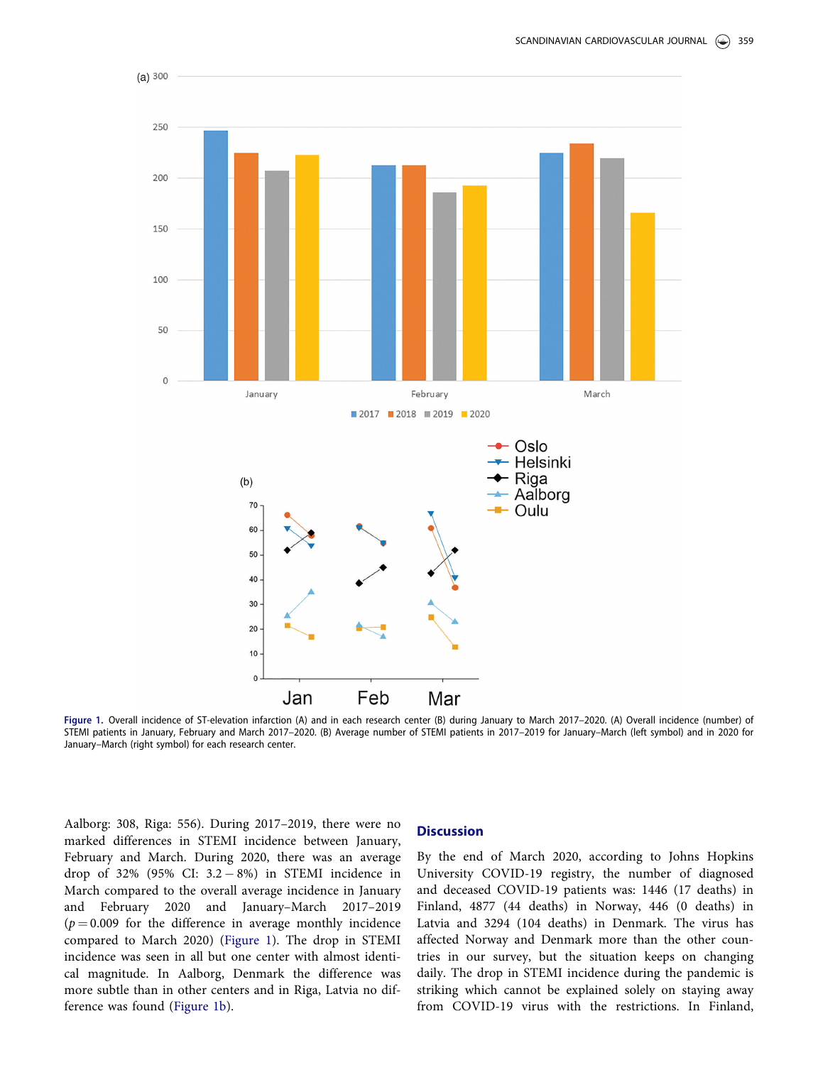Figure 1. Overall incidence of ST-elevation infarction (A) and in each research center (B) during January to March 2017–2020. (A) Overall incidence (number) of STEMI patients in January, February and March 2017–2020. (B) Average number of STEMI patients in 2017–2019 for January–March (left symbol) and in 2020 for January–March (right symbol) for each research center.

Aalborg: 308, Riga: 556). During 2017–2019, there were no marked differences in STEMI incidence between January, February and March. During 2020, there was an average drop of 32% (95% CI: 3.2 − 8%) in STEMI incidence in March compared to the overall average incidence in January and February 2020 and January–March 2017–2019 ($p = 0.009$ for the difference in average monthly incidence compared to March 2020) (Figure 1). The drop in STEMI incidence was seen in all but one center with almost identical magnitude. In Aalborg, Denmark the difference was more subtle than in other centers and in Riga, Latvia no difference was found (Figure 1b).

## Discussion

By the end of March 2020, according to Johns Hopkins University COVID-19 registry, the number of diagnosed and deceased COVID-19 patients was: 1446 (17 deaths) in Finland, 4877 (44 deaths) in Norway, 446 (0 deaths) in Latvia and 3294 (104 deaths) in Denmark. The virus has affected Norway and Denmark more than the other countries in our survey, but the situation keeps on changing daily. The drop in STEMI incidence during the pandemic is striking which cannot be explained solely on staying away from COVID-19 virus with the restrictions. In Finland,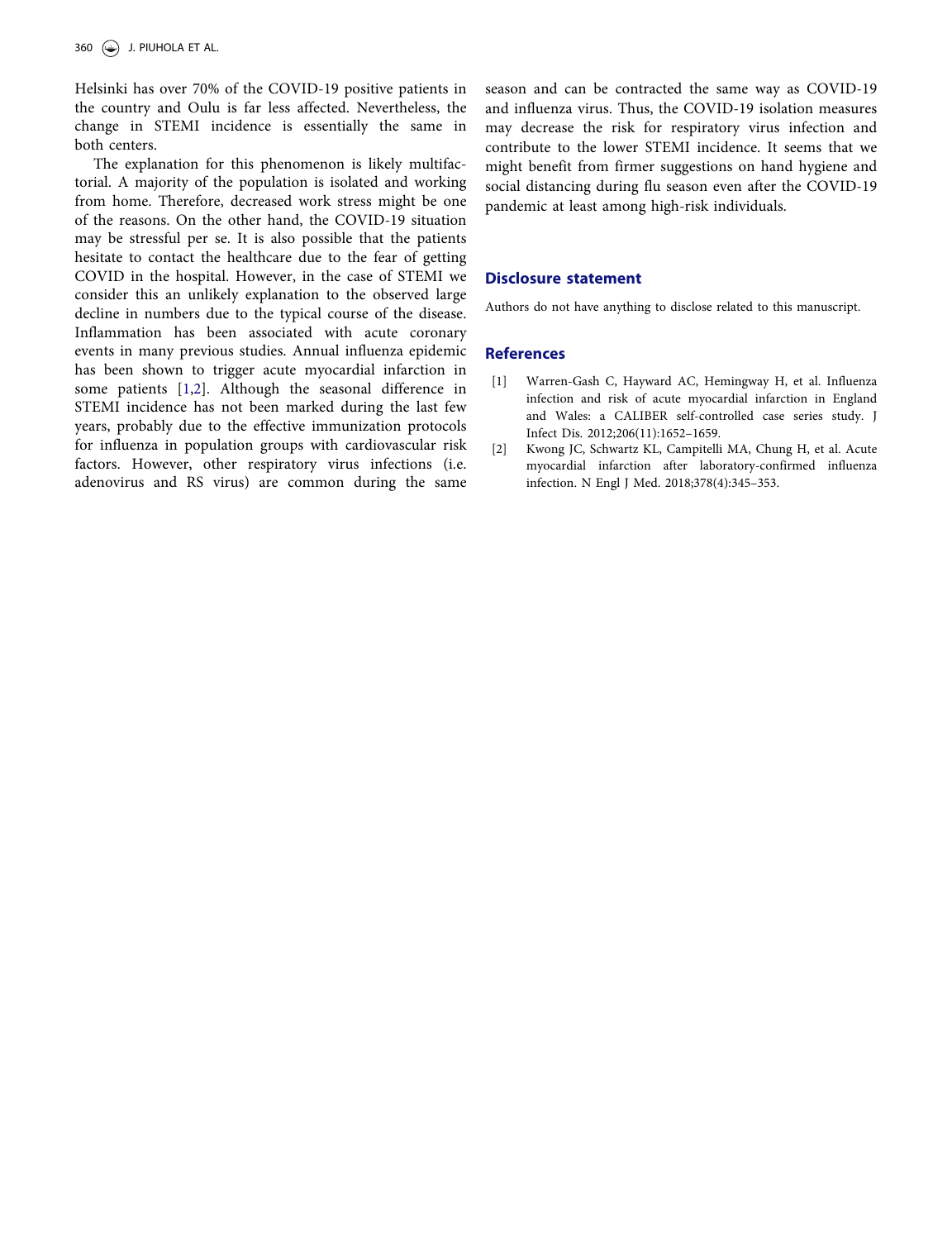Helsinki has over 70% of the COVID-19 positive patients in the country and Oulu is far less affected. Nevertheless, the change in STEMI incidence is essentially the same in both centers.

The explanation for this phenomenon is likely multifactorial. A majority of the population is isolated and working from home. Therefore, decreased work stress might be one of the reasons. On the other hand, the COVID-19 situation may be stressful per se. It is also possible that the patients hesitate to contact the healthcare due to the fear of getting COVID in the hospital. However, in the case of STEMI we consider this an unlikely explanation to the observed large decline in numbers due to the typical course of the disease. Inflammation has been associated with acute coronary events in many previous studies. Annual influenza epidemic has been shown to trigger acute myocardial infarction in some patients [1,2]. Although the seasonal difference in STEMI incidence has not been marked during the last few years, probably due to the effective immunization protocols for influenza in population groups with cardiovascular risk factors. However, other respiratory virus infections (i.e. adenovirus and RS virus) are common during the same season and can be contracted the same way as COVID-19 and influenza virus. Thus, the COVID-19 isolation measures may decrease the risk for respiratory virus infection and contribute to the lower STEMI incidence. It seems that we might benefit from firmer suggestions on hand hygiene and social distancing during flu season even after the COVID-19 pandemic at least among high-risk individuals.

## Disclosure statement

Authors do not have anything to disclose related to this manuscript.

## References

[1] Warren-Gash C, Hayward AC, Hemingway H, et al. Influenza infection and risk of acute myocardial infarction in England and Wales: a CALIBER self-controlled case series study. J Infect Dis. 2012;206(11):1652–1659.

[2] Kwong JC, Schwartz KL, Campitelli MA, Chung H, et al. Acute myocardial infarction after laboratory-confirmed influenza infection. N Engl J Med. 2018;378(4):345–353.